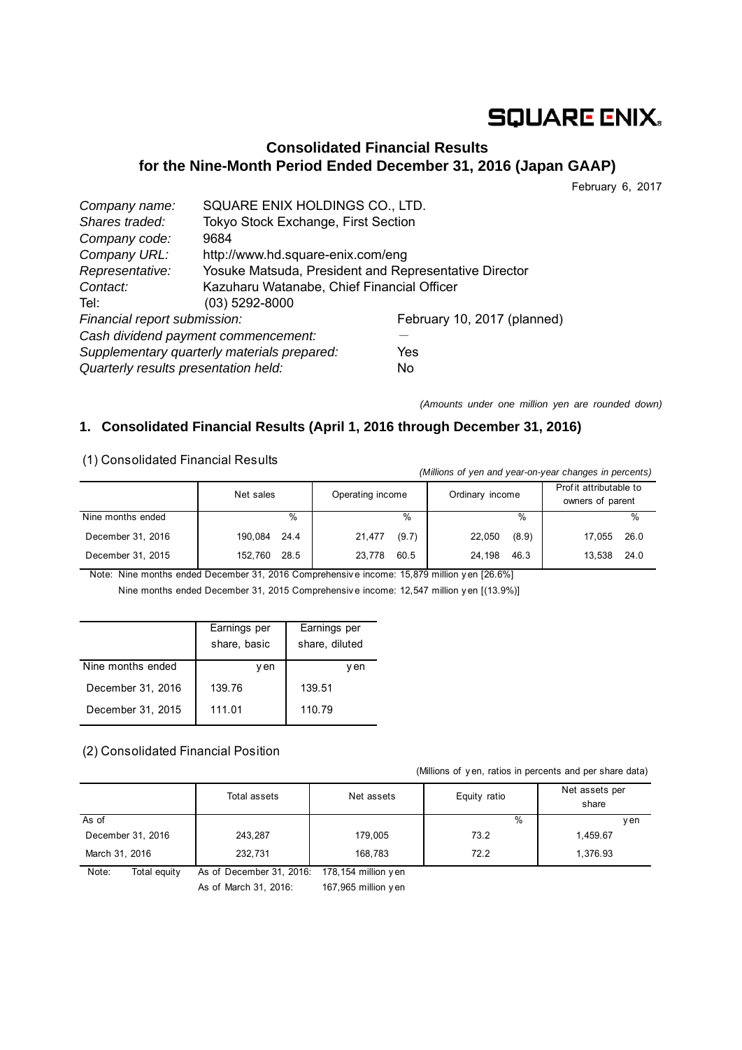SQUARE ENIX.

# Consolidated Financial Results for the Nine-Month Period Ended December 31, 2016 (Japan GAAP)

February 6, 2017

| | |
|---|---|
| *Company name:* | SQUARE ENIX HOLDINGS CO., LTD. |
| *Shares traded:* | Tokyo Stock Exchange, First Section |
| *Company code:* | 9684 |
| *Company URL:* | http://www.hd.square-enix.com/eng |
| *Representative:* | Yosuke Matsuda, President and Representative Director |
| *Contact:* | Kazuharu Watanabe, Chief Financial Officer |
| Tel: | (03) 5292-8000 |
| *Financial report submission:* | February 10, 2017 (planned) |
| *Cash dividend payment commencement:* | — |
| *Supplementary quarterly materials prepared:* | Yes |
| *Quarterly results presentation held:* | No |

*(Amounts under one million yen are rounded down)*

## 1. Consolidated Financial Results (April 1, 2016 through December 31, 2016)

### (1) Consolidated Financial Results

*(Millions of yen and year-on-year changes in percents)*

| | Net sales | | Operating income | | Ordinary income | | Profit attributable to owners of parent | |
|---|---|---|---|---|---|---|---|---|
| Nine months ended | | % | | % | | % | | % |
| December 31, 2016 | 190,084 | 24.4 | 21,477 | (9.7) | 22,050 | (8.9) | 17,055 | 26.0 |
| December 31, 2015 | 152,760 | 28.5 | 23,778 | 60.5 | 24,198 | 46.3 | 13,538 | 24.0 |

Note: Nine months ended December 31, 2016 Comprehensive income: 15,879 million yen [26.6%]

Nine months ended December 31, 2015 Comprehensive income: 12,547 million yen [(13.9%)]

| | Earnings per share, basic | Earnings per share, diluted |
|---|---|---|
| Nine months ended | yen | yen |
| December 31, 2016 | 139.76 | 139.51 |
| December 31, 2015 | 111.01 | 110.79 |

### (2) Consolidated Financial Position

(Millions of yen, ratios in percents and per share data)

| | Total assets | Net assets | Equity ratio | Net assets per share |
|---|---|---|---|---|
| As of | | | % | yen |
| December 31, 2016 | 243,287 | 179,005 | 73.2 | 1,459.67 |
| March 31, 2016 | 232,731 | 168,783 | 72.2 | 1,376.93 |

Note: Total equity As of December 31, 2016: 178,154 million yen

As of March 31, 2016: 167,965 million yen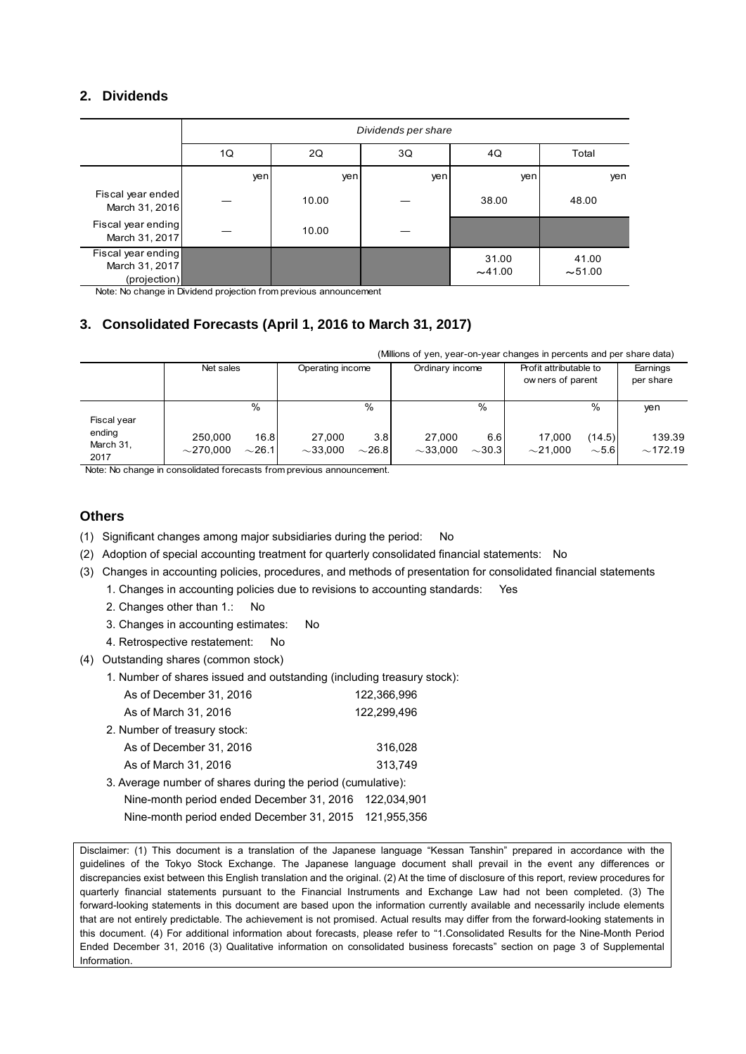## 2. Dividends

| | *Dividends per share* | | | | |
|---|---|---|---|---|---|
| | 1Q | 2Q | 3Q | 4Q | Total |
| | yen | yen | yen | yen | yen |
| Fiscal year ended March 31, 2016 | — | 10.00 | — | 38.00 | 48.00 |
| Fiscal year ending March 31, 2017 | — | 10.00 | — | | |
| Fiscal year ending March 31, 2017 (projection) | | | | 31.00 ∼41.00 | 41.00 ∼51.00 |

Note: No change in Dividend projection from previous announcement

## 3. Consolidated Forecasts (April 1, 2016 to March 31, 2017)

(Millions of yen, year-on-year changes in percents and per share data)

| | Net sales | | Operating income | | Ordinary income | | Profit attributable to owners of parent | | Earnings per share |
|---|---|---|---|---|---|---|---|---|---|
| | | % | | % | | % | | % | yen |
| Fiscal year ending March 31, 2017 | 250,000 ∼270,000 | 16.8 ∼26.1 | 27,000 ∼33,000 | 3.8 ∼26.8 | 27,000 ∼33,000 | 6.6 ∼30.3 | 17,000 ∼21,000 | (14.5) ∼5.6 | 139.39 ∼172.19 |

Note: No change in consolidated forecasts from previous announcement.

## Others

(1) Significant changes among major subsidiaries during the period: No

(2) Adoption of special accounting treatment for quarterly consolidated financial statements: No

(3) Changes in accounting policies, procedures, and methods of presentation for consolidated financial statements

1. Changes in accounting policies due to revisions to accounting standards: Yes
2. Changes other than 1.: No
3. Changes in accounting estimates: No
4. Retrospective restatement: No

(4) Outstanding shares (common stock)

1. Number of shares issued and outstanding (including treasury stock):
   - As of December 31, 2016 122,366,996
   - As of March 31, 2016 122,299,496
2. Number of treasury stock:
   - As of December 31, 2016 316,028
   - As of March 31, 2016 313,749
3. Average number of shares during the period (cumulative):
   - Nine-month period ended December 31, 2016 122,034,901
   - Nine-month period ended December 31, 2015 121,955,356

Disclaimer: (1) This document is a translation of the Japanese language "Kessan Tanshin" prepared in accordance with the guidelines of the Tokyo Stock Exchange. The Japanese language document shall prevail in the event any differences or discrepancies exist between this English translation and the original. (2) At the time of disclosure of this report, review procedures for quarterly financial statements pursuant to the Financial Instruments and Exchange Law had not been completed. (3) The forward-looking statements in this document are based upon the information currently available and necessarily include elements that are not entirely predictable. The achievement is not promised. Actual results may differ from the forward-looking statements in this document. (4) For additional information about forecasts, please refer to "1.Consolidated Results for the Nine-Month Period Ended December 31, 2016 (3) Qualitative information on consolidated business forecasts" section on page 3 of Supplemental Information.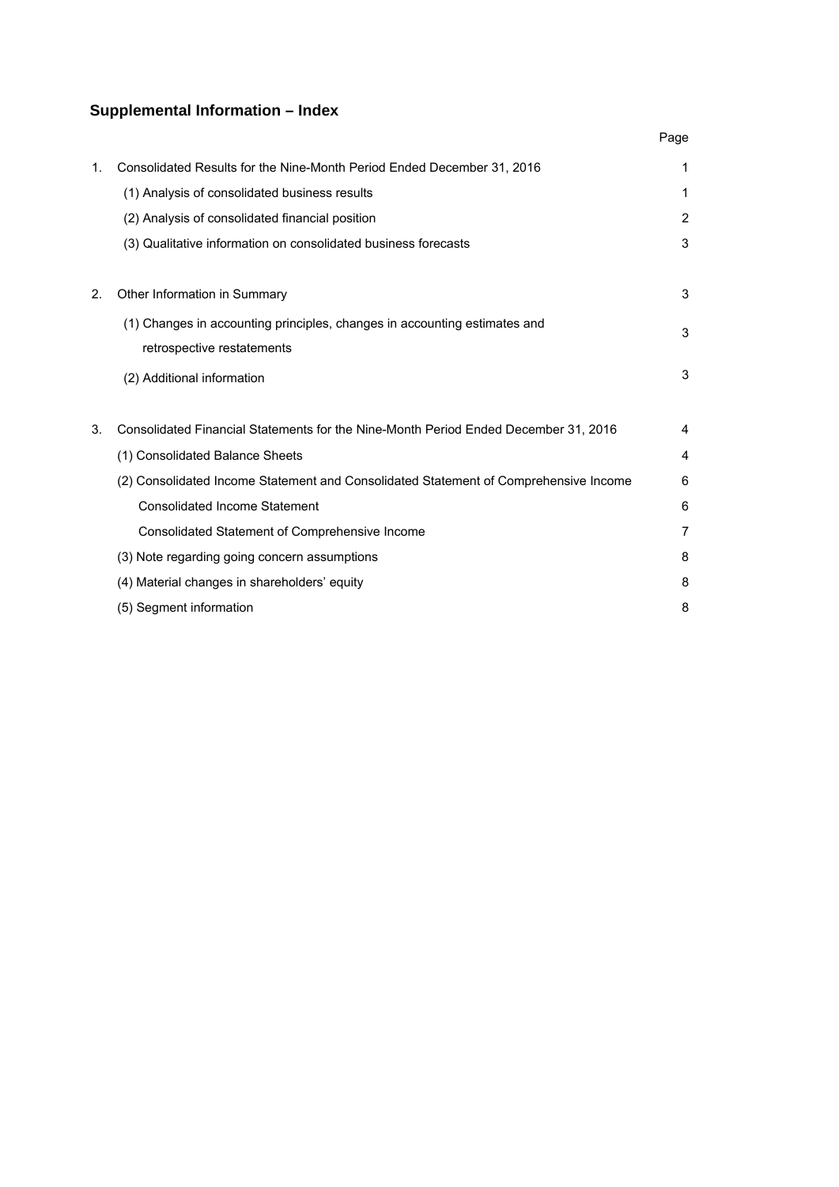## Supplemental Information – Index

| | | Page |
|---|---|---|
| 1. | Consolidated Results for the Nine-Month Period Ended December 31, 2016 | 1 |
| | (1) Analysis of consolidated business results | 1 |
| | (2) Analysis of consolidated financial position | 2 |
| | (3) Qualitative information on consolidated business forecasts | 3 |
| 2. | Other Information in Summary | 3 |
| | (1) Changes in accounting principles, changes in accounting estimates and retrospective restatements | 3 |
| | (2) Additional information | 3 |
| 3. | Consolidated Financial Statements for the Nine-Month Period Ended December 31, 2016 | 4 |
| | (1) Consolidated Balance Sheets | 4 |
| | (2) Consolidated Income Statement and Consolidated Statement of Comprehensive Income | 6 |
| | Consolidated Income Statement | 6 |
| | Consolidated Statement of Comprehensive Income | 7 |
| | (3) Note regarding going concern assumptions | 8 |
| | (4) Material changes in shareholders' equity | 8 |
| | (5) Segment information | 8 |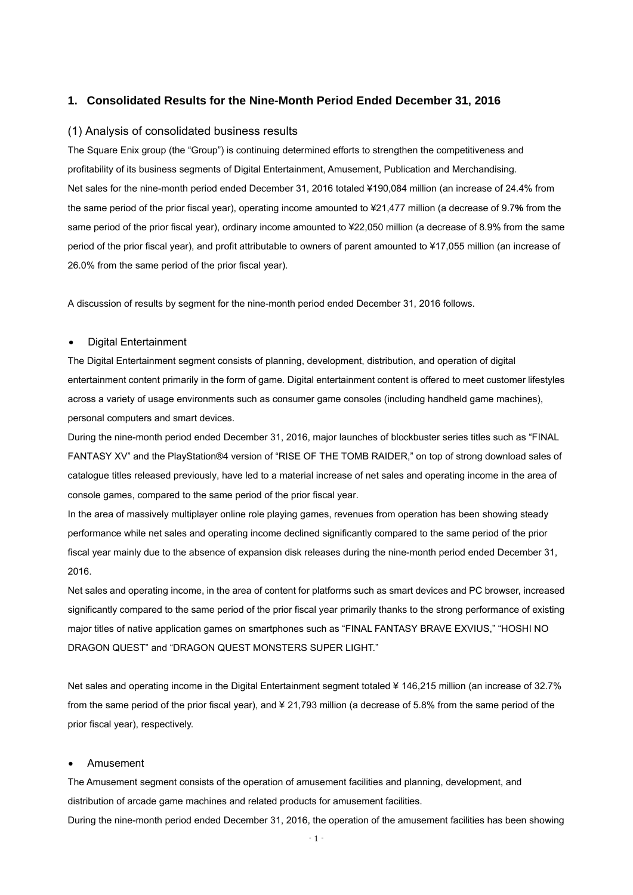## 1. Consolidated Results for the Nine-Month Period Ended December 31, 2016

### (1) Analysis of consolidated business results

The Square Enix group (the "Group") is continuing determined efforts to strengthen the competitiveness and profitability of its business segments of Digital Entertainment, Amusement, Publication and Merchandising.

Net sales for the nine-month period ended December 31, 2016 totaled ¥190,084 million (an increase of 24.4% from the same period of the prior fiscal year), operating income amounted to ¥21,477 million (a decrease of 9.7**%** from the same period of the prior fiscal year), ordinary income amounted to ¥22,050 million (a decrease of 8.9% from the same period of the prior fiscal year), and profit attributable to owners of parent amounted to ¥17,055 million (an increase of 26.0% from the same period of the prior fiscal year).

A discussion of results by segment for the nine-month period ended December 31, 2016 follows.

- Digital Entertainment

The Digital Entertainment segment consists of planning, development, distribution, and operation of digital entertainment content primarily in the form of game. Digital entertainment content is offered to meet customer lifestyles across a variety of usage environments such as consumer game consoles (including handheld game machines), personal computers and smart devices.

During the nine-month period ended December 31, 2016, major launches of blockbuster series titles such as "FINAL FANTASY XV" and the PlayStation®4 version of "RISE OF THE TOMB RAIDER," on top of strong download sales of catalogue titles released previously, have led to a material increase of net sales and operating income in the area of console games, compared to the same period of the prior fiscal year.

In the area of massively multiplayer online role playing games, revenues from operation has been showing steady performance while net sales and operating income declined significantly compared to the same period of the prior fiscal year mainly due to the absence of expansion disk releases during the nine-month period ended December 31, 2016.

Net sales and operating income, in the area of content for platforms such as smart devices and PC browser, increased significantly compared to the same period of the prior fiscal year primarily thanks to the strong performance of existing major titles of native application games on smartphones such as "FINAL FANTASY BRAVE EXVIUS," "HOSHI NO DRAGON QUEST" and "DRAGON QUEST MONSTERS SUPER LIGHT."

Net sales and operating income in the Digital Entertainment segment totaled ¥ 146,215 million (an increase of 32.7% from the same period of the prior fiscal year), and ¥ 21,793 million (a decrease of 5.8% from the same period of the prior fiscal year), respectively.

- Amusement

The Amusement segment consists of the operation of amusement facilities and planning, development, and distribution of arcade game machines and related products for amusement facilities.

During the nine-month period ended December 31, 2016, the operation of the amusement facilities has been showing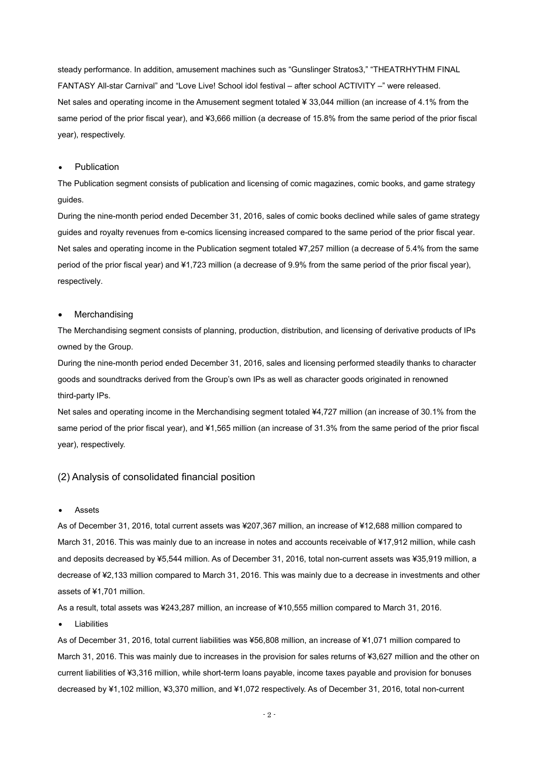steady performance. In addition, amusement machines such as “Gunslinger Stratos3,” “THEATRHYTHM FINAL FANTASY All-star Carnival” and “Love Live! School idol festival – after school ACTIVITY –” were released.
Net sales and operating income in the Amusement segment totaled ¥ 33,044 million (an increase of 4.1% from the same period of the prior fiscal year), and ¥3,666 million (a decrease of 15.8% from the same period of the prior fiscal year), respectively.

- Publication

The Publication segment consists of publication and licensing of comic magazines, comic books, and game strategy guides.
During the nine-month period ended December 31, 2016, sales of comic books declined while sales of game strategy guides and royalty revenues from e-comics licensing increased compared to the same period of the prior fiscal year.
Net sales and operating income in the Publication segment totaled ¥7,257 million (a decrease of 5.4% from the same period of the prior fiscal year) and ¥1,723 million (a decrease of 9.9% from the same period of the prior fiscal year), respectively.

- Merchandising

The Merchandising segment consists of planning, production, distribution, and licensing of derivative products of IPs owned by the Group.
During the nine-month period ended December 31, 2016, sales and licensing performed steadily thanks to character goods and soundtracks derived from the Group’s own IPs as well as character goods originated in renowned third-party IPs.
Net sales and operating income in the Merchandising segment totaled ¥4,727 million (an increase of 30.1% from the same period of the prior fiscal year), and ¥1,565 million (an increase of 31.3% from the same period of the prior fiscal year), respectively.

## (2) Analysis of consolidated financial position

- Assets

As of December 31, 2016, total current assets was ¥207,367 million, an increase of ¥12,688 million compared to March 31, 2016. This was mainly due to an increase in notes and accounts receivable of ¥17,912 million, while cash and deposits decreased by ¥5,544 million. As of December 31, 2016, total non-current assets was ¥35,919 million, a decrease of ¥2,133 million compared to March 31, 2016. This was mainly due to a decrease in investments and other assets of ¥1,701 million.
As a result, total assets was ¥243,287 million, an increase of ¥10,555 million compared to March 31, 2016.

- Liabilities

As of December 31, 2016, total current liabilities was ¥56,808 million, an increase of ¥1,071 million compared to March 31, 2016. This was mainly due to increases in the provision for sales returns of ¥3,627 million and the other on current liabilities of ¥3,316 million, while short-term loans payable, income taxes payable and provision for bonuses decreased by ¥1,102 million, ¥3,370 million, and ¥1,072 respectively. As of December 31, 2016, total non-current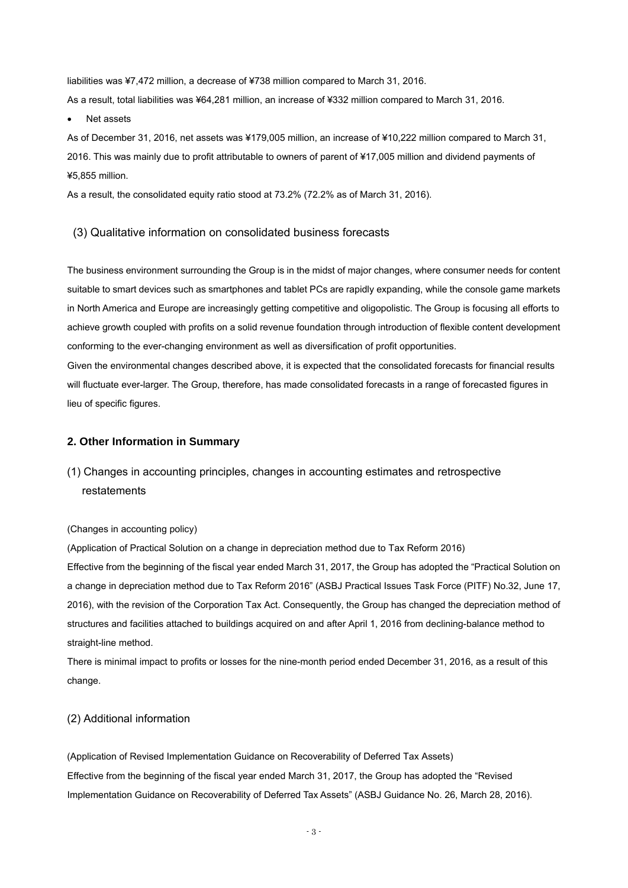liabilities was ¥7,472 million, a decrease of ¥738 million compared to March 31, 2016.

As a result, total liabilities was ¥64,281 million, an increase of ¥332 million compared to March 31, 2016.

- Net assets

As of December 31, 2016, net assets was ¥179,005 million, an increase of ¥10,222 million compared to March 31, 2016. This was mainly due to profit attributable to owners of parent of ¥17,005 million and dividend payments of ¥5,855 million.

As a result, the consolidated equity ratio stood at 73.2% (72.2% as of March 31, 2016).

### (3) Qualitative information on consolidated business forecasts

The business environment surrounding the Group is in the midst of major changes, where consumer needs for content suitable to smart devices such as smartphones and tablet PCs are rapidly expanding, while the console game markets in North America and Europe are increasingly getting competitive and oligopolistic. The Group is focusing all efforts to achieve growth coupled with profits on a solid revenue foundation through introduction of flexible content development conforming to the ever-changing environment as well as diversification of profit opportunities.

Given the environmental changes described above, it is expected that the consolidated forecasts for financial results will fluctuate ever-larger. The Group, therefore, has made consolidated forecasts in a range of forecasted figures in lieu of specific figures.

## 2. Other Information in Summary

### (1) Changes in accounting principles, changes in accounting estimates and retrospective restatements

(Changes in accounting policy)

(Application of Practical Solution on a change in depreciation method due to Tax Reform 2016)

Effective from the beginning of the fiscal year ended March 31, 2017, the Group has adopted the "Practical Solution on a change in depreciation method due to Tax Reform 2016" (ASBJ Practical Issues Task Force (PITF) No.32, June 17, 2016), with the revision of the Corporation Tax Act. Consequently, the Group has changed the depreciation method of structures and facilities attached to buildings acquired on and after April 1, 2016 from declining-balance method to straight-line method.

There is minimal impact to profits or losses for the nine-month period ended December 31, 2016, as a result of this change.

### (2) Additional information

(Application of Revised Implementation Guidance on Recoverability of Deferred Tax Assets)

Effective from the beginning of the fiscal year ended March 31, 2017, the Group has adopted the "Revised Implementation Guidance on Recoverability of Deferred Tax Assets" (ASBJ Guidance No. 26, March 28, 2016).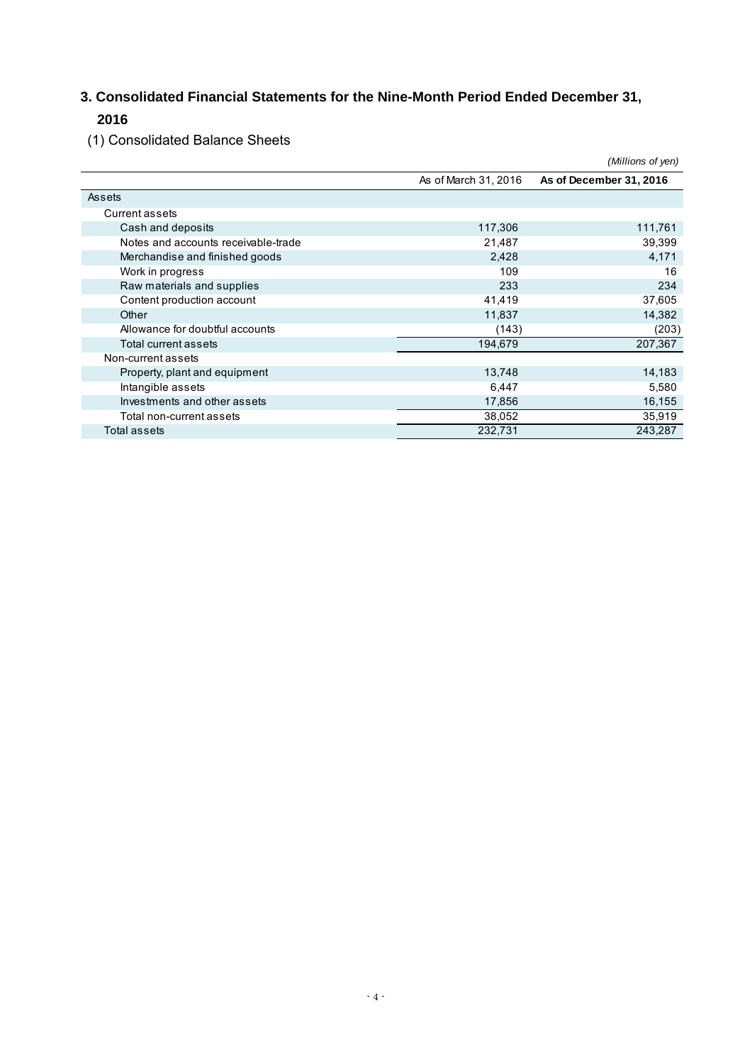## 3. Consolidated Financial Statements for the Nine-Month Period Ended December 31, 2016

### (1) Consolidated Balance Sheets

*(Millions of yen)*

| | As of March 31, 2016 | **As of December 31, 2016** |
|---|---|---|
| Assets | | |
| Current assets | | |
| Cash and deposits | 117,306 | 111,761 |
| Notes and accounts receivable-trade | 21,487 | 39,399 |
| Merchandise and finished goods | 2,428 | 4,171 |
| Work in progress | 109 | 16 |
| Raw materials and supplies | 233 | 234 |
| Content production account | 41,419 | 37,605 |
| Other | 11,837 | 14,382 |
| Allowance for doubtful accounts | (143) | (203) |
| Total current assets | 194,679 | 207,367 |
| Non-current assets | | |
| Property, plant and equipment | 13,748 | 14,183 |
| Intangible assets | 6,447 | 5,580 |
| Investments and other assets | 17,856 | 16,155 |
| Total non-current assets | 38,052 | 35,919 |
| Total assets | 232,731 | 243,287 |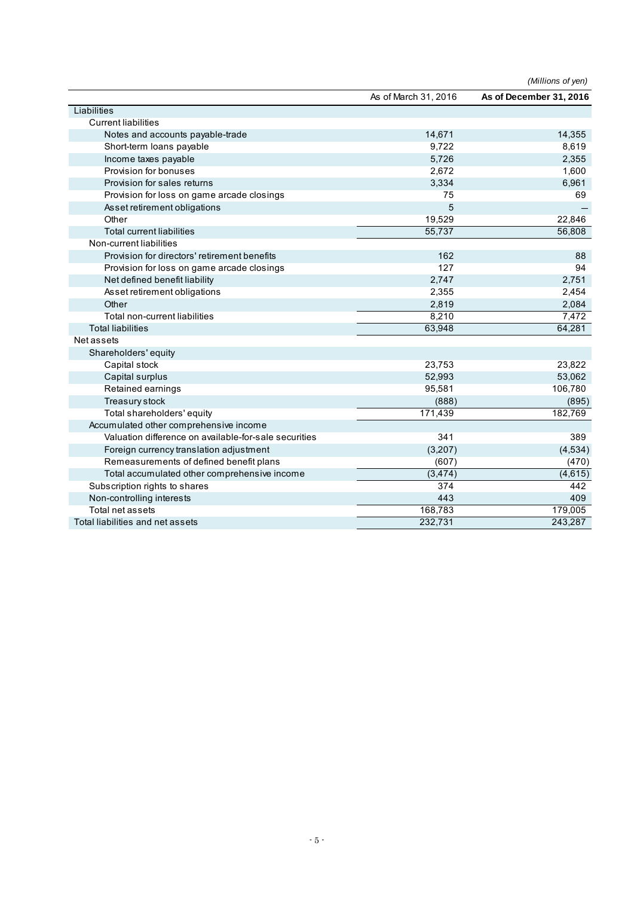(Millions of yen)

| | As of March 31, 2016 | As of December 31, 2016 |
|---|---|---|
| Liabilities | | |
| Current liabilities | | |
| Notes and accounts payable-trade | 14,671 | 14,355 |
| Short-term loans payable | 9,722 | 8,619 |
| Income taxes payable | 5,726 | 2,355 |
| Provision for bonuses | 2,672 | 1,600 |
| Provision for sales returns | 3,334 | 6,961 |
| Provision for loss on game arcade closings | 75 | 69 |
| Asset retirement obligations | 5 | – |
| Other | 19,529 | 22,846 |
| Total current liabilities | 55,737 | 56,808 |
| Non-current liabilities | | |
| Provision for directors' retirement benefits | 162 | 88 |
| Provision for loss on game arcade closings | 127 | 94 |
| Net defined benefit liability | 2,747 | 2,751 |
| Asset retirement obligations | 2,355 | 2,454 |
| Other | 2,819 | 2,084 |
| Total non-current liabilities | 8,210 | 7,472 |
| Total liabilities | 63,948 | 64,281 |
| Net assets | | |
| Shareholders' equity | | |
| Capital stock | 23,753 | 23,822 |
| Capital surplus | 52,993 | 53,062 |
| Retained earnings | 95,581 | 106,780 |
| Treasury stock | (888) | (895) |
| Total shareholders' equity | 171,439 | 182,769 |
| Accumulated other comprehensive income | | |
| Valuation difference on available-for-sale securities | 341 | 389 |
| Foreign currency translation adjustment | (3,207) | (4,534) |
| Remeasurements of defined benefit plans | (607) | (470) |
| Total accumulated other comprehensive income | (3,474) | (4,615) |
| Subscription rights to shares | 374 | 442 |
| Non-controlling interests | 443 | 409 |
| Total net assets | 168,783 | 179,005 |
| Total liabilities and net assets | 232,731 | 243,287 |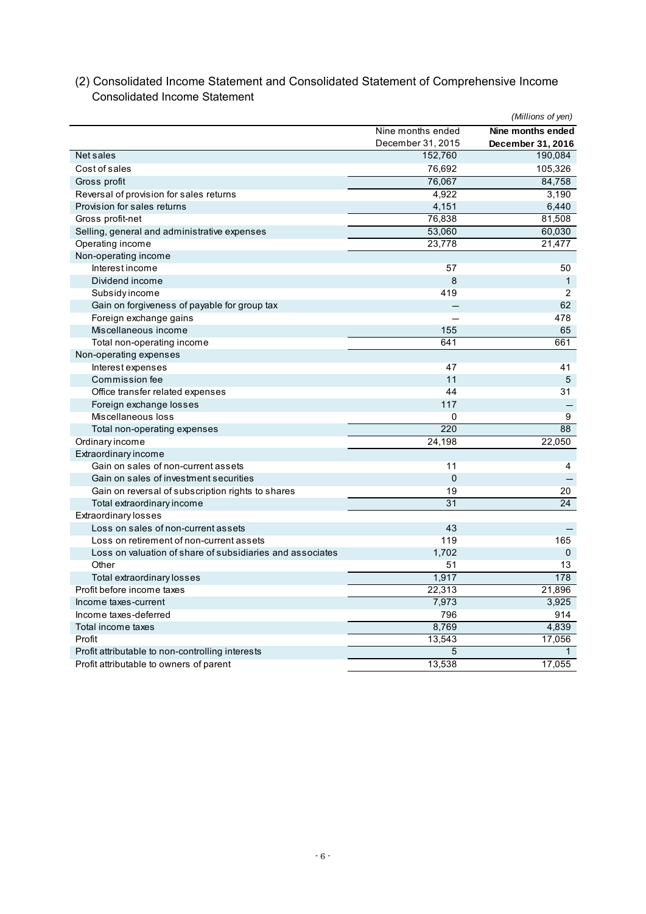## (2) Consolidated Income Statement and Consolidated Statement of Comprehensive Income

### Consolidated Income Statement

*(Millions of yen)*

| | Nine months ended December 31, 2015 | **Nine months ended December 31, 2016** |
|---|---|---|
| Net sales | 152,760 | 190,084 |
| Cost of sales | 76,692 | 105,326 |
| Gross profit | 76,067 | 84,758 |
| Reversal of provision for sales returns | 4,922 | 3,190 |
| Provision for sales returns | 4,151 | 6,440 |
| Gross profit-net | 76,838 | 81,508 |
| Selling, general and administrative expenses | 53,060 | 60,030 |
| Operating income | 23,778 | 21,477 |
| Non-operating income | | |
| Interest income | 57 | 50 |
| Dividend income | 8 | 1 |
| Subsidy income | 419 | 2 |
| Gain on forgiveness of payable for group tax | — | 62 |
| Foreign exchange gains | — | 478 |
| Miscellaneous income | 155 | 65 |
| Total non-operating income | 641 | 661 |
| Non-operating expenses | | |
| Interest expenses | 47 | 41 |
| Commission fee | 11 | 5 |
| Office transfer related expenses | 44 | 31 |
| Foreign exchange losses | 117 | — |
| Miscellaneous loss | 0 | 9 |
| Total non-operating expenses | 220 | 88 |
| Ordinary income | 24,198 | 22,050 |
| Extraordinary income | | |
| Gain on sales of non-current assets | 11 | 4 |
| Gain on sales of investment securities | 0 | — |
| Gain on reversal of subscription rights to shares | 19 | 20 |
| Total extraordinary income | 31 | 24 |
| Extraordinary losses | | |
| Loss on sales of non-current assets | 43 | — |
| Loss on retirement of non-current assets | 119 | 165 |
| Loss on valuation of share of subsidiaries and associates | 1,702 | 0 |
| Other | 51 | 13 |
| Total extraordinary losses | 1,917 | 178 |
| Profit before income taxes | 22,313 | 21,896 |
| Income taxes-current | 7,973 | 3,925 |
| Income taxes-deferred | 796 | 914 |
| Total income taxes | 8,769 | 4,839 |
| Profit | 13,543 | 17,056 |
| Profit attributable to non-controlling interests | 5 | 1 |
| Profit attributable to owners of parent | 13,538 | 17,055 |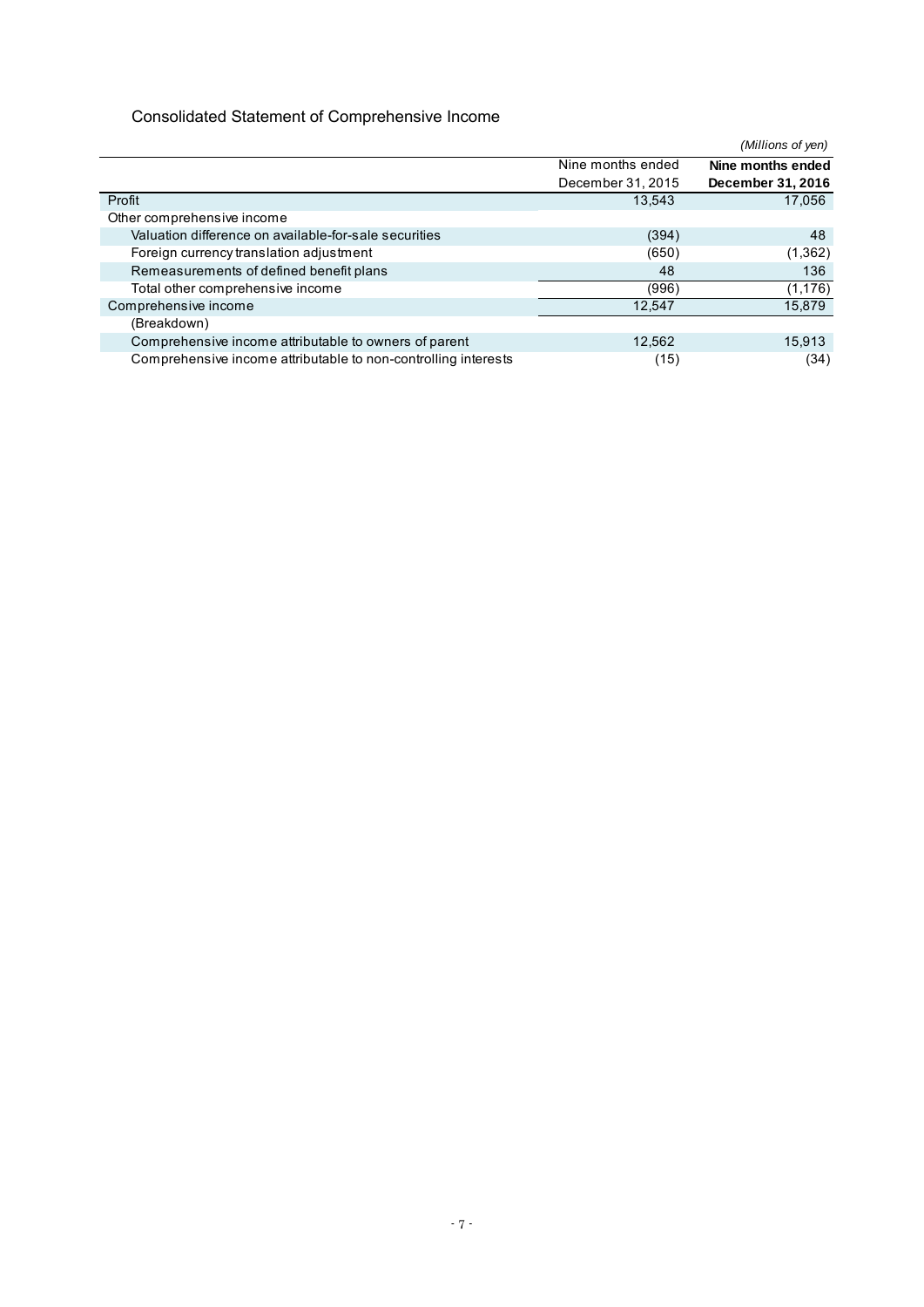## Consolidated Statement of Comprehensive Income

*(Millions of yen)*

| | Nine months ended December 31, 2015 | **Nine months ended December 31, 2016** |
|---|---|---|
| Profit | 13,543 | 17,056 |
| Other comprehensive income | | |
| Valuation difference on available-for-sale securities | (394) | 48 |
| Foreign currency translation adjustment | (650) | (1,362) |
| Remeasurements of defined benefit plans | 48 | 136 |
| Total other comprehensive income | (996) | (1,176) |
| Comprehensive income | 12,547 | 15,879 |
| (Breakdown) | | |
| Comprehensive income attributable to owners of parent | 12,562 | 15,913 |
| Comprehensive income attributable to non-controlling interests | (15) | (34) |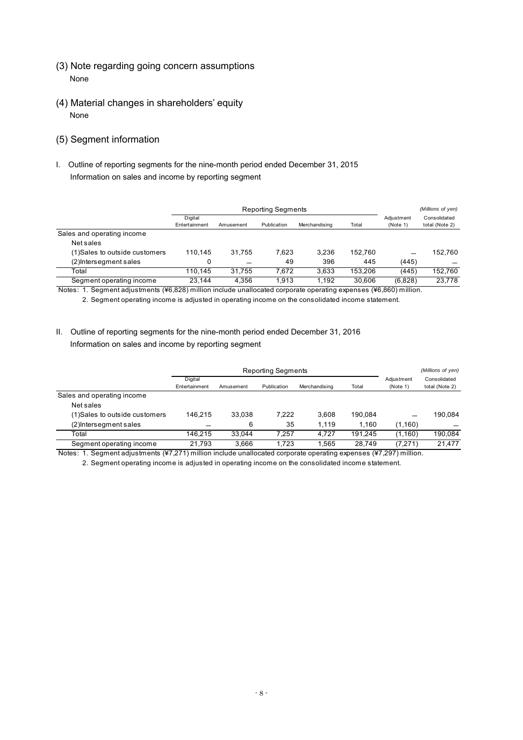## (3) Note regarding going concern assumptions

None

## (4) Material changes in shareholders' equity

None

## (5) Segment information

I. Outline of reporting segments for the nine-month period ended December 31, 2015

Information on sales and income by reporting segment

*(Millions of yen)*

| | Reporting Segments | | | | | Adjustment (Note 1) | Consolidated total (Note 2) |
|---|---|---|---|---|---|---|---|
| | Digital Entertainment | Amusement | Publication | Merchandising | Total | | |
| Sales and operating income | | | | | | | |
| Net sales | | | | | | | |
| (1)Sales to outside customers | 110,145 | 31,755 | 7,623 | 3,236 | 152,760 | — | 152,760 |
| (2)Intersegment sales | 0 | — | 49 | 396 | 445 | (445) | — |
| Total | 110,145 | 31,755 | 7,672 | 3,633 | 153,206 | (445) | 152,760 |
| Segment operating income | 23,144 | 4,356 | 1,913 | 1,192 | 30,606 | (6,828) | 23,778 |

Notes: 1. Segment adjustments (¥6,828) million include unallocated corporate operating expenses (¥6,860) million.

2. Segment operating income is adjusted in operating income on the consolidated income statement.

II. Outline of reporting segments for the nine-month period ended December 31, 2016

Information on sales and income by reporting segment

*(Millions of yen)*

| | Reporting Segments | | | | | Adjustment (Note 1) | Consolidated total (Note 2) |
|---|---|---|---|---|---|---|---|
| | Digital Entertainment | Amusement | Publication | Merchandising | Total | | |
| Sales and operating income | | | | | | | |
| Net sales | | | | | | | |
| (1)Sales to outside customers | 146,215 | 33,038 | 7,222 | 3,608 | 190,084 | — | 190,084 |
| (2)Intersegment sales | — | 6 | 35 | 1,119 | 1,160 | (1,160) | — |
| Total | 146,215 | 33,044 | 7,257 | 4,727 | 191,245 | (1,160) | 190,084 |
| Segment operating income | 21,793 | 3,666 | 1,723 | 1,565 | 28,749 | (7,271) | 21,477 |

Notes: 1. Segment adjustments (¥7,271) million include unallocated corporate operating expenses (¥7,297) million.

2. Segment operating income is adjusted in operating income on the consolidated income statement.